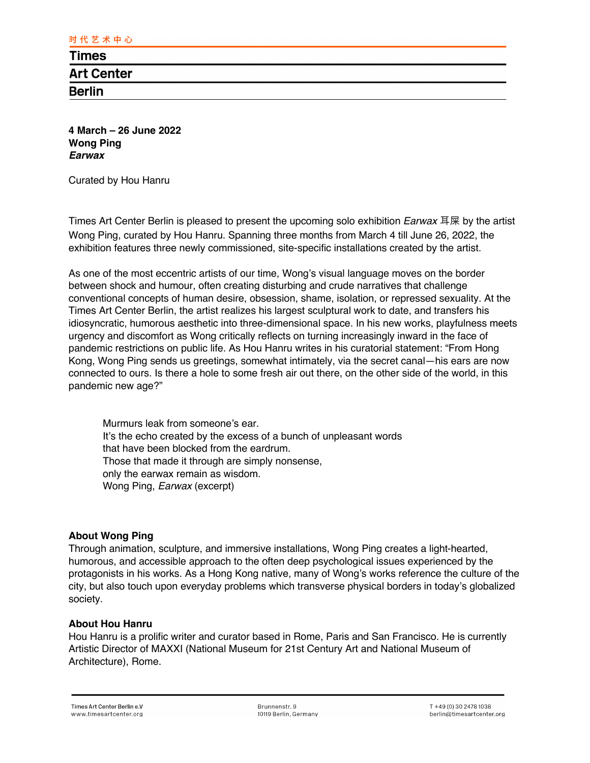时代艺术中心

# Times Art Center Berlin

**4 March – 26 June 2022**
**Wong Ping**
***Earwax***

Curated by Hou Hanru

Times Art Center Berlin is pleased to present the upcoming solo exhibition *Earwax* 耳屎 by the artist Wong Ping, curated by Hou Hanru. Spanning three months from March 4 till June 26, 2022, the exhibition features three newly commissioned, site-specific installations created by the artist.

As one of the most eccentric artists of our time, Wong's visual language moves on the border between shock and humour, often creating disturbing and crude narratives that challenge conventional concepts of human desire, obsession, shame, isolation, or repressed sexuality. At the Times Art Center Berlin, the artist realizes his largest sculptural work to date, and transfers his idiosyncratic, humorous aesthetic into three-dimensional space. In his new works, playfulness meets urgency and discomfort as Wong critically reflects on turning increasingly inward in the face of pandemic restrictions on public life. As Hou Hanru writes in his curatorial statement: "From Hong Kong, Wong Ping sends us greetings, somewhat intimately, via the secret canal—his ears are now connected to ours. Is there a hole to some fresh air out there, on the other side of the world, in this pandemic new age?"

> Murmurs leak from someone's ear.
> It's the echo created by the excess of a bunch of unpleasant words
> that have been blocked from the eardrum.
> Those that made it through are simply nonsense,
> only the earwax remain as wisdom.
> Wong Ping, *Earwax* (excerpt)

**About Wong Ping**
Through animation, sculpture, and immersive installations, Wong Ping creates a light-hearted, humorous, and accessible approach to the often deep psychological issues experienced by the protagonists in his works. As a Hong Kong native, many of Wong's works reference the culture of the city, but also touch upon everyday problems which transverse physical borders in today's globalized society.

**About Hou Hanru**
Hou Hanru is a prolific writer and curator based in Rome, Paris and San Francisco. He is currently Artistic Director of MAXXI (National Museum for 21st Century Art and National Museum of Architecture), Rome.

Times Art Center Berlin e.V
www.timesartcenter.org

Brunnenstr. 9
10119 Berlin, Germany

T +49 (0) 30 2478 1038
berlin@timesartcenter.org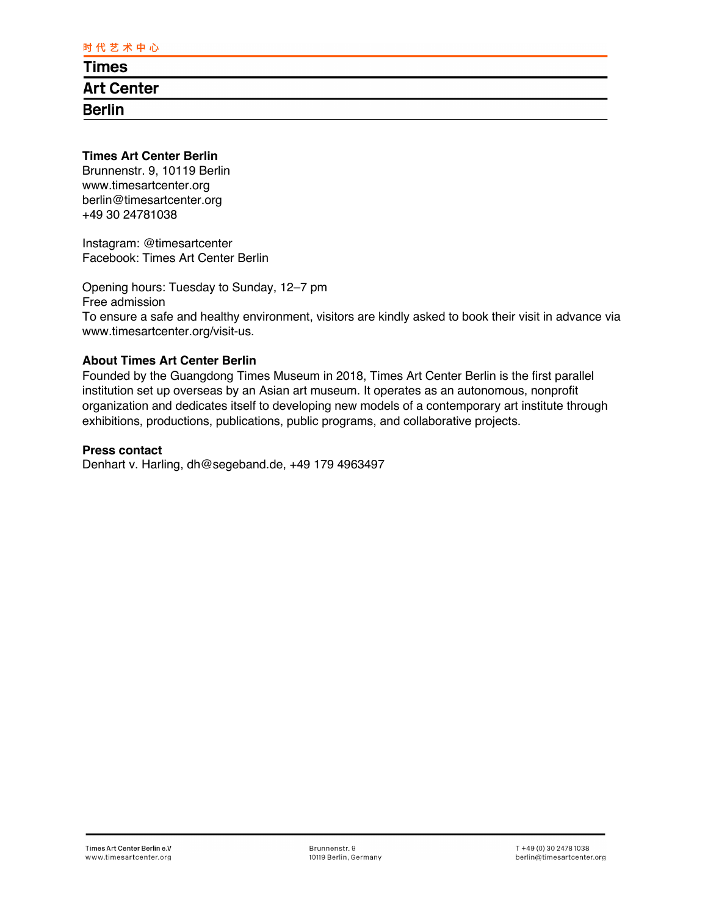**Times Art Center Berlin**
Brunnenstr. 9, 10119 Berlin
www.timesartcenter.org
berlin@timesartcenter.org
+49 30 24781038

Instagram: @timesartcenter
Facebook: Times Art Center Berlin

Opening hours: Tuesday to Sunday, 12–7 pm
Free admission
To ensure a safe and healthy environment, visitors are kindly asked to book their visit in advance via www.timesartcenter.org/visit-us.

**About Times Art Center Berlin**
Founded by the Guangdong Times Museum in 2018, Times Art Center Berlin is the first parallel institution set up overseas by an Asian art museum. It operates as an autonomous, nonprofit organization and dedicates itself to developing new models of a contemporary art institute through exhibitions, productions, publications, public programs, and collaborative projects.

**Press contact**
Denhart v. Harling, dh@segeband.de, +49 179 4963497